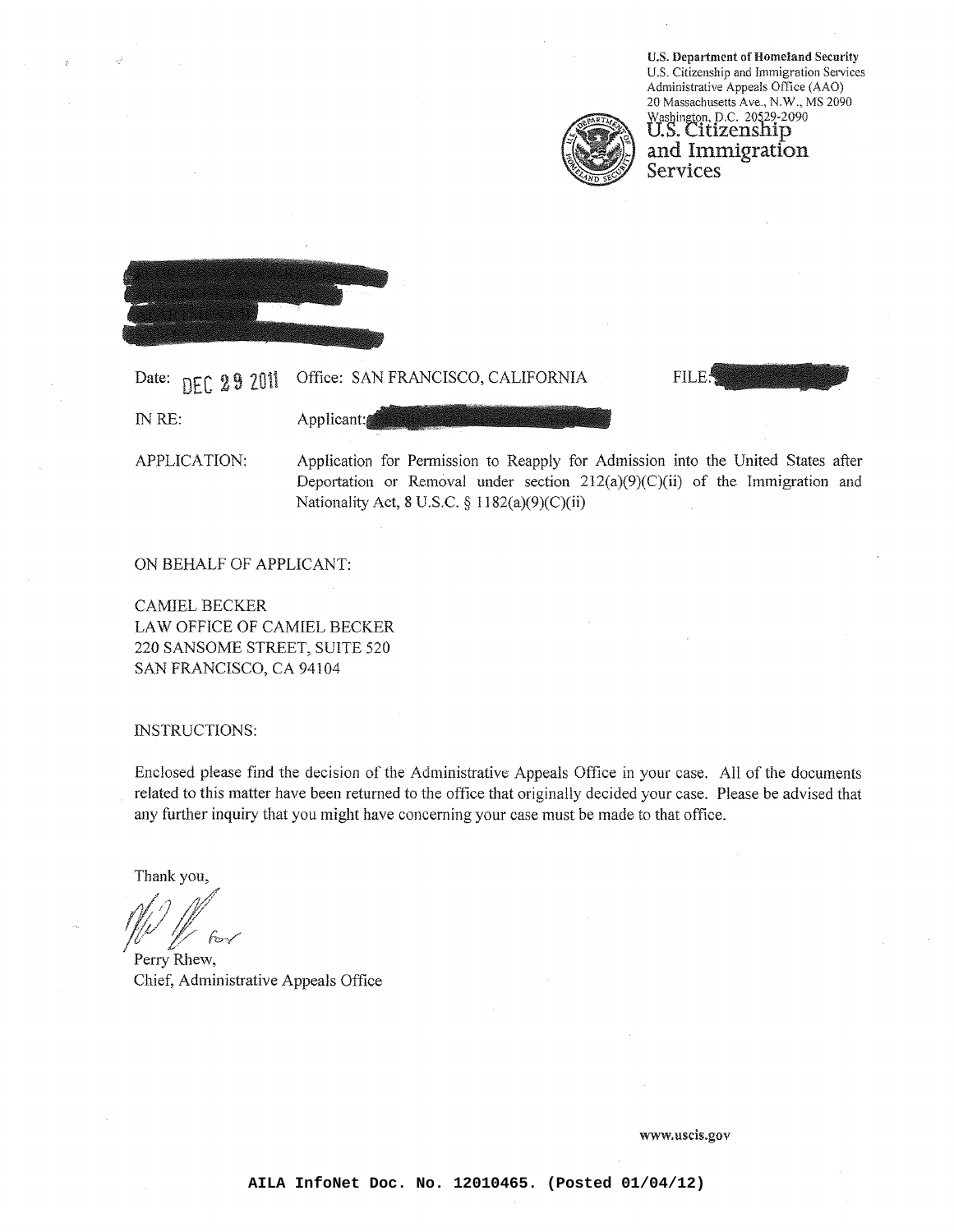U.S. Department of Homeland Security
U.S. Citizenship and Immigration Services
Administrative Appeals Office (AAO)
20 Massachusetts Ave., N.W., MS 2090
Washington, D.C. 20529-2090

**U.S. Citizenship and Immigration Services**

Date: DEC 29 2011 Office: SAN FRANCISCO, CALIFORNIA FILE:

IN RE: Applicant:

APPLICATION: Application for Permission to Reapply for Admission into the United States after Deportation or Removal under section 212(a)(9)(C)(ii) of the Immigration and Nationality Act, 8 U.S.C. § 1182(a)(9)(C)(ii)

ON BEHALF OF APPLICANT:

CAMIEL BECKER
LAW OFFICE OF CAMIEL BECKER
220 SANSOME STREET, SUITE 520
SAN FRANCISCO, CA 94104

INSTRUCTIONS:

Enclosed please find the decision of the Administrative Appeals Office in your case. All of the documents related to this matter have been returned to the office that originally decided your case. Please be advised that any further inquiry that you might have concerning your case must be made to that office.

Thank you,

for
Perry Rhew,
Chief, Administrative Appeals Office

www.uscis.gov

AILA InfoNet Doc. No. 12010465. (Posted 01/04/12)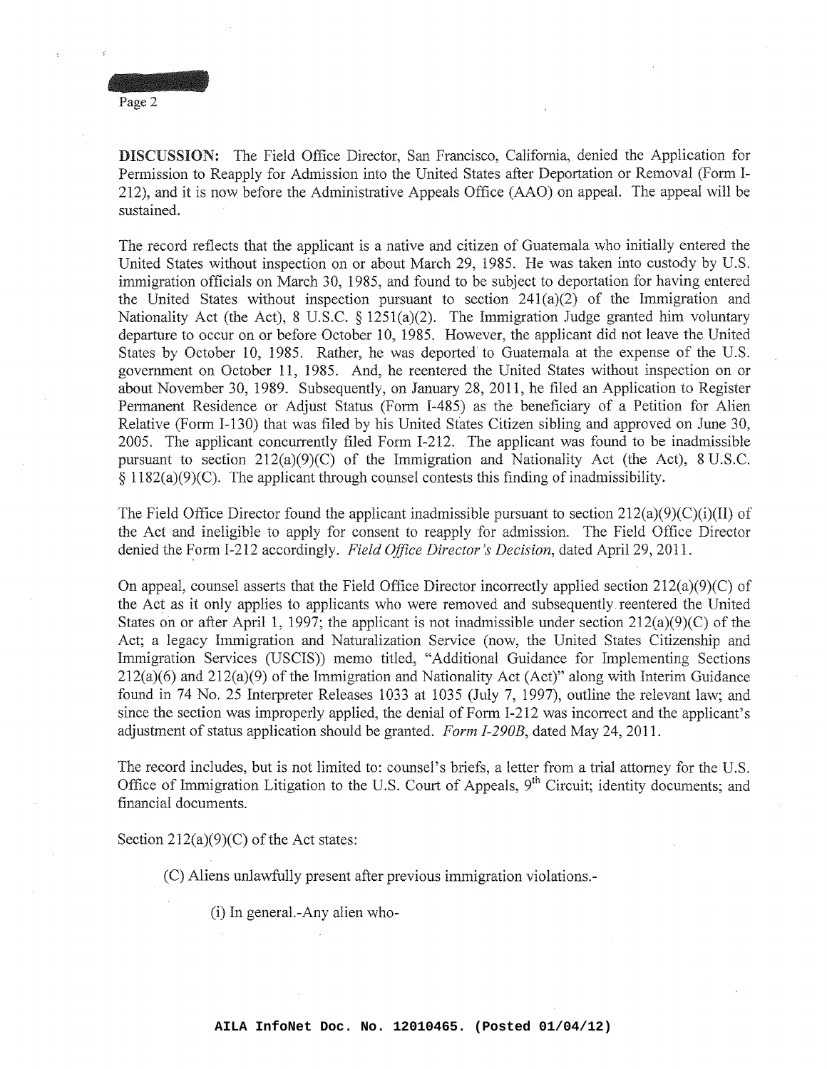**DISCUSSION:** The Field Office Director, San Francisco, California, denied the Application for Permission to Reapply for Admission into the United States after Deportation or Removal (Form I-212), and it is now before the Administrative Appeals Office (AAO) on appeal. The appeal will be sustained.

The record reflects that the applicant is a native and citizen of Guatemala who initially entered the United States without inspection on or about March 29, 1985. He was taken into custody by U.S. immigration officials on March 30, 1985, and found to be subject to deportation for having entered the United States without inspection pursuant to section 241(a)(2) of the Immigration and Nationality Act (the Act), 8 U.S.C. § 1251(a)(2). The Immigration Judge granted him voluntary departure to occur on or before October 10, 1985. However, the applicant did not leave the United States by October 10, 1985. Rather, he was deported to Guatemala at the expense of the U.S. government on October 11, 1985. And, he reentered the United States without inspection on or about November 30, 1989. Subsequently, on January 28, 2011, he filed an Application to Register Permanent Residence or Adjust Status (Form I-485) as the beneficiary of a Petition for Alien Relative (Form I-130) that was filed by his United States Citizen sibling and approved on June 30, 2005. The applicant concurrently filed Form I-212. The applicant was found to be inadmissible pursuant to section 212(a)(9)(C) of the Immigration and Nationality Act (the Act), 8 U.S.C. § 1182(a)(9)(C). The applicant through counsel contests this finding of inadmissibility.

The Field Office Director found the applicant inadmissible pursuant to section 212(a)(9)(C)(i)(II) of the Act and ineligible to apply for consent to reapply for admission. The Field Office Director denied the Form I-212 accordingly. *Field Office Director's Decision*, dated April 29, 2011.

On appeal, counsel asserts that the Field Office Director incorrectly applied section 212(a)(9)(C) of the Act as it only applies to applicants who were removed and subsequently reentered the United States on or after April 1, 1997; the applicant is not inadmissible under section 212(a)(9)(C) of the Act; a legacy Immigration and Naturalization Service (now, the United States Citizenship and Immigration Services (USCIS)) memo titled, "Additional Guidance for Implementing Sections 212(a)(6) and 212(a)(9) of the Immigration and Nationality Act (Act)" along with Interim Guidance found in 74 No. 25 Interpreter Releases 1033 at 1035 (July 7, 1997), outline the relevant law; and since the section was improperly applied, the denial of Form I-212 was incorrect and the applicant's adjustment of status application should be granted. *Form I-290B*, dated May 24, 2011.

The record includes, but is not limited to: counsel's briefs, a letter from a trial attorney for the U.S. Office of Immigration Litigation to the U.S. Court of Appeals, 9th Circuit; identity documents; and financial documents.

Section 212(a)(9)(C) of the Act states:

> (C) Aliens unlawfully present after previous immigration violations.-
>
> > (i) In general.-Any alien who-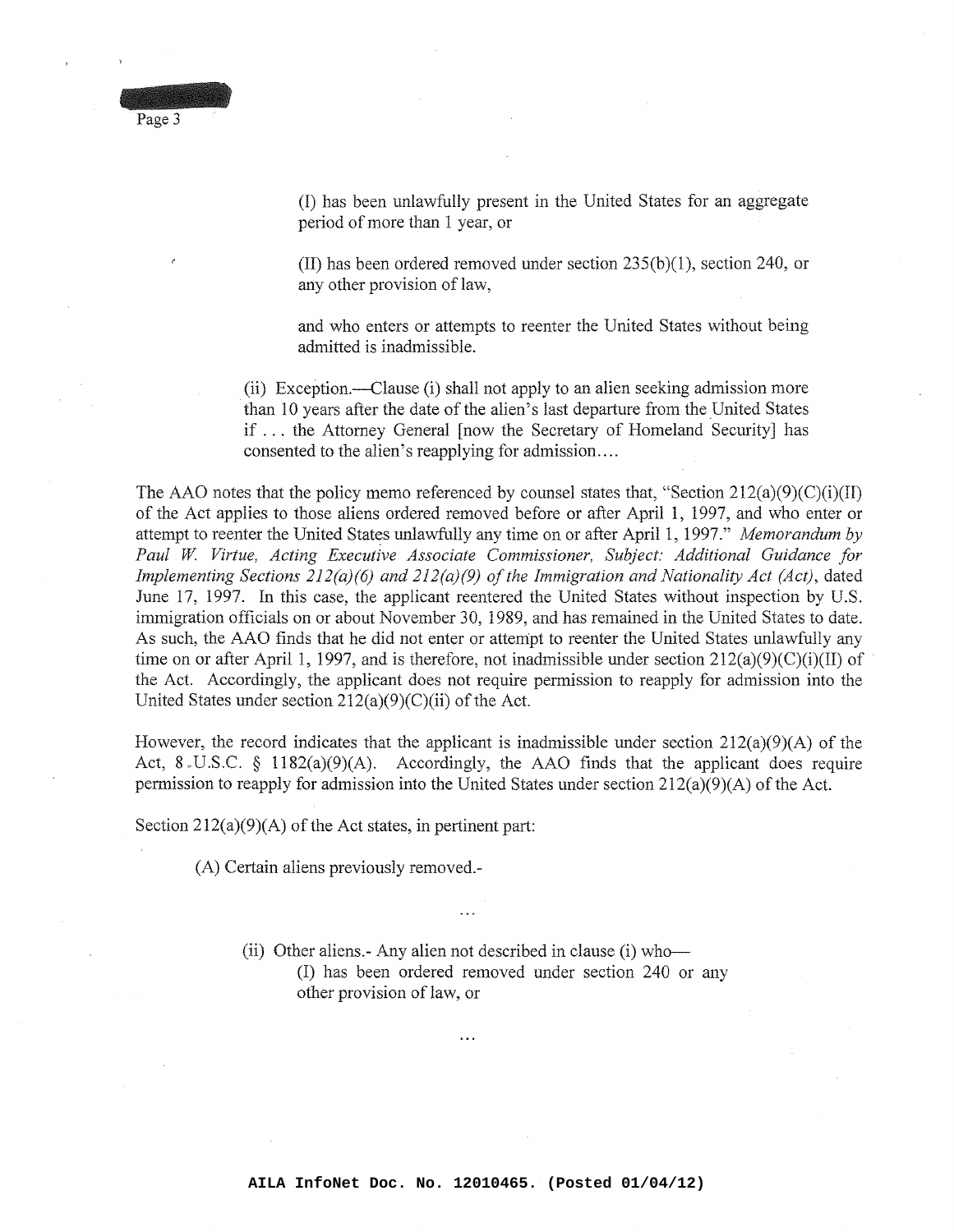(I) has been unlawfully present in the United States for an aggregate period of more than 1 year, or

(II) has been ordered removed under section 235(b)(1), section 240, or any other provision of law,

and who enters or attempts to reenter the United States without being admitted is inadmissible.

(ii) Exception.—Clause (i) shall not apply to an alien seeking admission more than 10 years after the date of the alien's last departure from the United States if . . . the Attorney General [now the Secretary of Homeland Security] has consented to the alien's reapplying for admission....

The AAO notes that the policy memo referenced by counsel states that, "Section 212(a)(9)(C)(i)(II) of the Act applies to those aliens ordered removed before or after April 1, 1997, and who enter or attempt to reenter the United States unlawfully any time on or after April 1, 1997." *Memorandum by Paul W. Virtue, Acting Executive Associate Commissioner, Subject: Additional Guidance for Implementing Sections 212(a)(6) and 212(a)(9) of the Immigration and Nationality Act (Act)*, dated June 17, 1997. In this case, the applicant reentered the United States without inspection by U.S. immigration officials on or about November 30, 1989, and has remained in the United States to date. As such, the AAO finds that he did not enter or attempt to reenter the United States unlawfully any time on or after April 1, 1997, and is therefore, not inadmissible under section 212(a)(9)(C)(i)(II) of the Act. Accordingly, the applicant does not require permission to reapply for admission into the United States under section 212(a)(9)(C)(ii) of the Act.

However, the record indicates that the applicant is inadmissible under section 212(a)(9)(A) of the Act, 8 U.S.C. § 1182(a)(9)(A). Accordingly, the AAO finds that the applicant does require permission to reapply for admission into the United States under section 212(a)(9)(A) of the Act.

Section 212(a)(9)(A) of the Act states, in pertinent part:

(A) Certain aliens previously removed.-

. . .

(ii) Other aliens.- Any alien not described in clause (i) who—

(I) has been ordered removed under section 240 or any other provision of law, or

. . .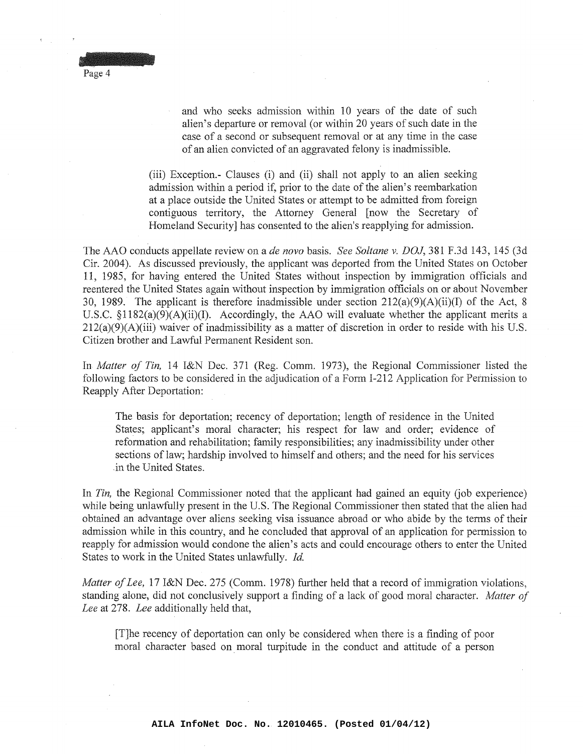> and who seeks admission within 10 years of the date of such alien's departure or removal (or within 20 years of such date in the case of a second or subsequent removal or at any time in the case of an alien convicted of an aggravated felony is inadmissible.
>
> (iii) Exception.- Clauses (i) and (ii) shall not apply to an alien seeking admission within a period if, prior to the date of the alien's reembarkation at a place outside the United States or attempt to be admitted from foreign contiguous territory, the Attorney General [now the Secretary of Homeland Security] has consented to the alien's reapplying for admission.

The AAO conducts appellate review on a *de novo* basis. *See Soltane v. DOJ*, 381 F.3d 143, 145 (3d Cir. 2004). As discussed previously, the applicant was deported from the United States on October 11, 1985, for having entered the United States without inspection by immigration officials and reentered the United States again without inspection by immigration officials on or about November 30, 1989. The applicant is therefore inadmissible under section 212(a)(9)(A)(ii)(I) of the Act, 8 U.S.C. §1182(a)(9)(A)(ii)(I). Accordingly, the AAO will evaluate whether the applicant merits a 212(a)(9)(A)(iii) waiver of inadmissibility as a matter of discretion in order to reside with his U.S. Citizen brother and Lawful Permanent Resident son.

In *Matter of Tin,* 14 I&N Dec. 371 (Reg. Comm. 1973), the Regional Commissioner listed the following factors to be considered in the adjudication of a Form I-212 Application for Permission to Reapply After Deportation:

> The basis for deportation; recency of deportation; length of residence in the United States; applicant's moral character; his respect for law and order; evidence of reformation and rehabilitation; family responsibilities; any inadmissibility under other sections of law; hardship involved to himself and others; and the need for his services in the United States.

In *Tin,* the Regional Commissioner noted that the applicant had gained an equity (job experience) while being unlawfully present in the U.S. The Regional Commissioner then stated that the alien had obtained an advantage over aliens seeking visa issuance abroad or who abide by the terms of their admission while in this country, and he concluded that approval of an application for permission to reapply for admission would condone the alien's acts and could encourage others to enter the United States to work in the United States unlawfully. *Id.*

*Matter of Lee,* 17 I&N Dec. 275 (Comm. 1978) further held that a record of immigration violations, standing alone, did not conclusively support a finding of a lack of good moral character. *Matter of Lee* at 278. *Lee* additionally held that,

> [T]he recency of deportation can only be considered when there is a finding of poor moral character based on moral turpitude in the conduct and attitude of a person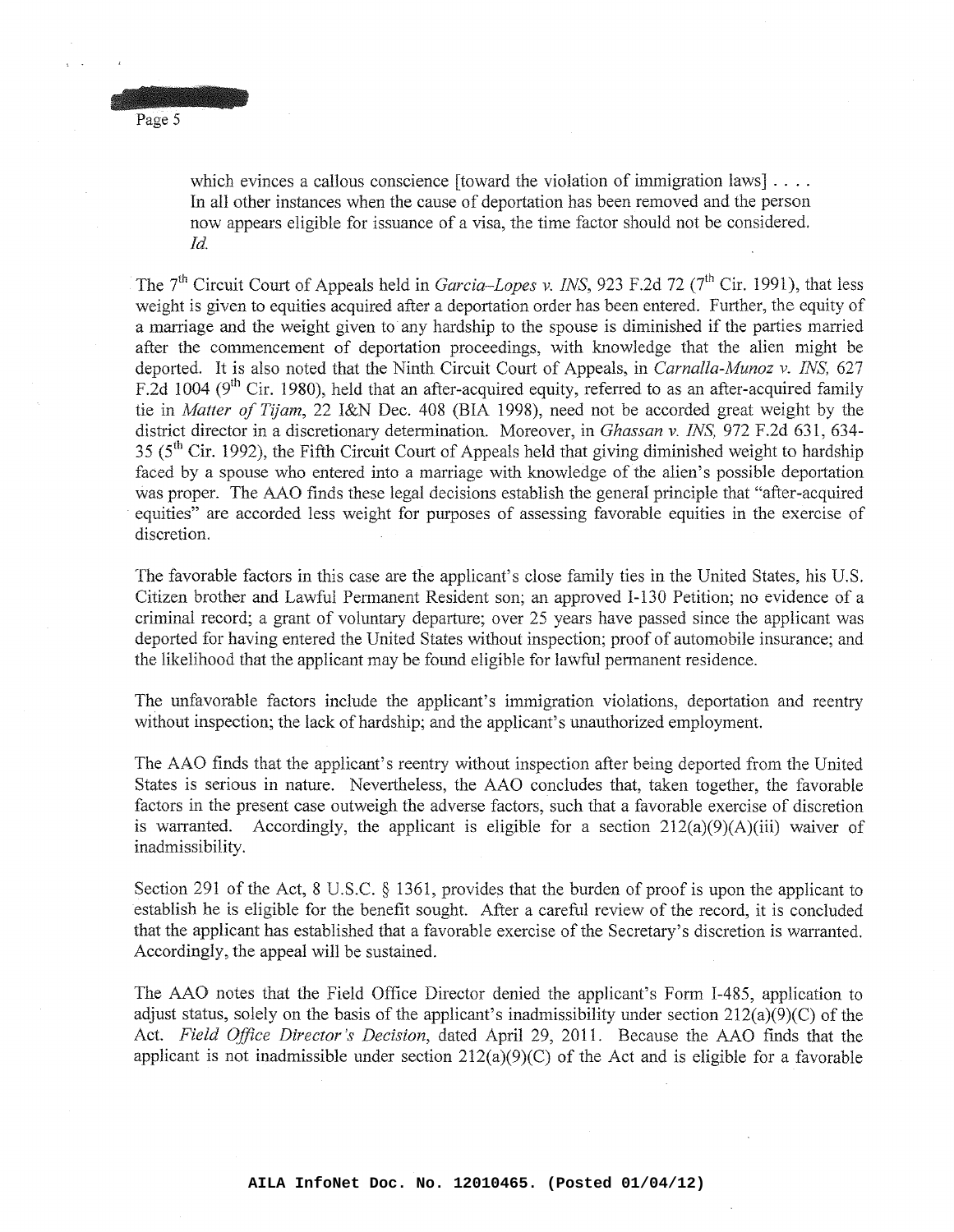> which evinces a callous conscience [toward the violation of immigration laws] . . . . In all other instances when the cause of deportation has been removed and the person now appears eligible for issuance of a visa, the time factor should not be considered. *Id.*

The 7th Circuit Court of Appeals held in *Garcia–Lopes v. INS*, 923 F.2d 72 (7th Cir. 1991), that less weight is given to equities acquired after a deportation order has been entered. Further, the equity of a marriage and the weight given to any hardship to the spouse is diminished if the parties married after the commencement of deportation proceedings, with knowledge that the alien might be deported. It is also noted that the Ninth Circuit Court of Appeals, in *Carnalla-Munoz v. INS*, 627 F.2d 1004 (9th Cir. 1980), held that an after-acquired equity, referred to as an after-acquired family tie in *Matter of Tijam*, 22 I&N Dec. 408 (BIA 1998), need not be accorded great weight by the district director in a discretionary determination. Moreover, in *Ghassan v. INS*, 972 F.2d 631, 634-35 (5th Cir. 1992), the Fifth Circuit Court of Appeals held that giving diminished weight to hardship faced by a spouse who entered into a marriage with knowledge of the alien's possible deportation was proper. The AAO finds these legal decisions establish the general principle that "after-acquired equities" are accorded less weight for purposes of assessing favorable equities in the exercise of discretion.

The favorable factors in this case are the applicant's close family ties in the United States, his U.S. Citizen brother and Lawful Permanent Resident son; an approved I-130 Petition; no evidence of a criminal record; a grant of voluntary departure; over 25 years have passed since the applicant was deported for having entered the United States without inspection; proof of automobile insurance; and the likelihood that the applicant may be found eligible for lawful permanent residence.

The unfavorable factors include the applicant's immigration violations, deportation and reentry without inspection; the lack of hardship; and the applicant's unauthorized employment.

The AAO finds that the applicant's reentry without inspection after being deported from the United States is serious in nature. Nevertheless, the AAO concludes that, taken together, the favorable factors in the present case outweigh the adverse factors, such that a favorable exercise of discretion is warranted. Accordingly, the applicant is eligible for a section 212(a)(9)(A)(iii) waiver of inadmissibility.

Section 291 of the Act, 8 U.S.C. § 1361, provides that the burden of proof is upon the applicant to establish he is eligible for the benefit sought. After a careful review of the record, it is concluded that the applicant has established that a favorable exercise of the Secretary's discretion is warranted. Accordingly, the appeal will be sustained.

The AAO notes that the Field Office Director denied the applicant's Form I-485, application to adjust status, solely on the basis of the applicant's inadmissibility under section 212(a)(9)(C) of the Act. *Field Office Director's Decision*, dated April 29, 2011. Because the AAO finds that the applicant is not inadmissible under section 212(a)(9)(C) of the Act and is eligible for a favorable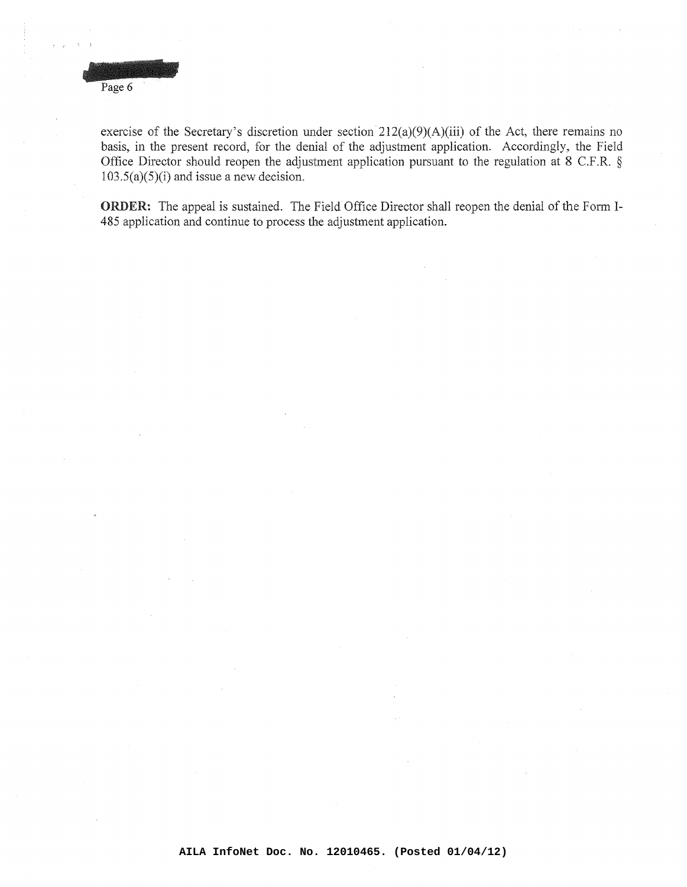exercise of the Secretary's discretion under section 212(a)(9)(A)(iii) of the Act, there remains no basis, in the present record, for the denial of the adjustment application. Accordingly, the Field Office Director should reopen the adjustment application pursuant to the regulation at 8 C.F.R. § 103.5(a)(5)(i) and issue a new decision.

**ORDER:** The appeal is sustained. The Field Office Director shall reopen the denial of the Form I-485 application and continue to process the adjustment application.